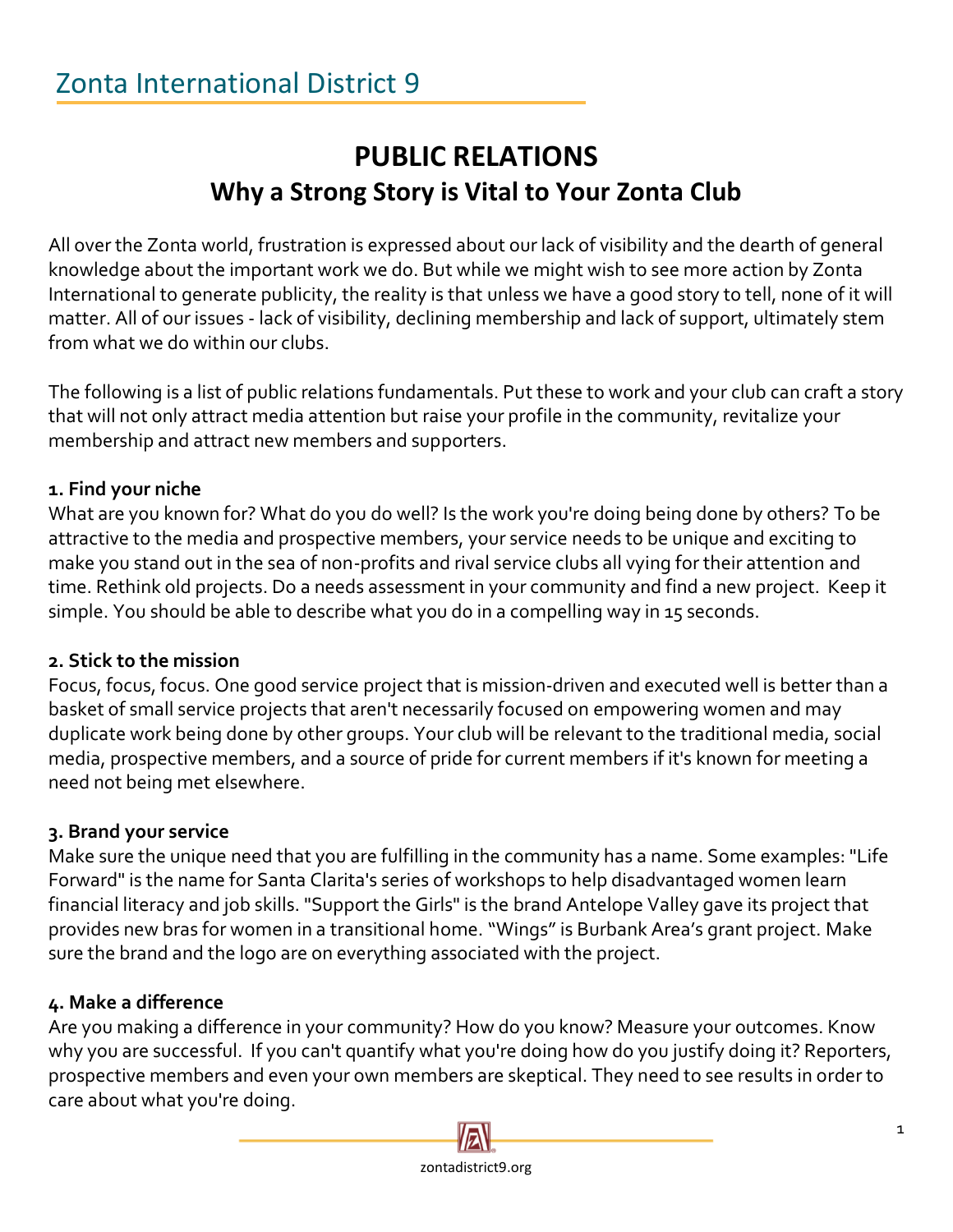Zonta International District 9

# PUBLIC RELATIONS

## Why a Strong Story is Vital to Your Zonta Club

All over the Zonta world, frustration is expressed about our lack of visibility and the dearth of general knowledge about the important work we do. But while we might wish to see more action by Zonta International to generate publicity, the reality is that unless we have a good story to tell, none of it will matter. All of our issues - lack of visibility, declining membership and lack of support, ultimately stem from what we do within our clubs.

The following is a list of public relations fundamentals. Put these to work and your club can craft a story that will not only attract media attention but raise your profile in the community, revitalize your membership and attract new members and supporters.

### 1. Find your niche

What are you known for? What do you do well? Is the work you're doing being done by others? To be attractive to the media and prospective members, your service needs to be unique and exciting to make you stand out in the sea of non-profits and rival service clubs all vying for their attention and time. Rethink old projects. Do a needs assessment in your community and find a new project. Keep it simple. You should be able to describe what you do in a compelling way in 15 seconds.

### 2. Stick to the mission

Focus, focus, focus. One good service project that is mission-driven and executed well is better than a basket of small service projects that aren't necessarily focused on empowering women and may duplicate work being done by other groups. Your club will be relevant to the traditional media, social media, prospective members, and a source of pride for current members if it's known for meeting a need not being met elsewhere.

### 3. Brand your service

Make sure the unique need that you are fulfilling in the community has a name. Some examples: "Life Forward" is the name for Santa Clarita's series of workshops to help disadvantaged women learn financial literacy and job skills. "Support the Girls" is the brand Antelope Valley gave its project that provides new bras for women in a transitional home. "Wings" is Burbank Area's grant project. Make sure the brand and the logo are on everything associated with the project.

### 4. Make a difference

Are you making a difference in your community? How do you know? Measure your outcomes. Know why you are successful. If you can't quantify what you're doing how do you justify doing it? Reporters, prospective members and even your own members are skeptical. They need to see results in order to care about what you're doing.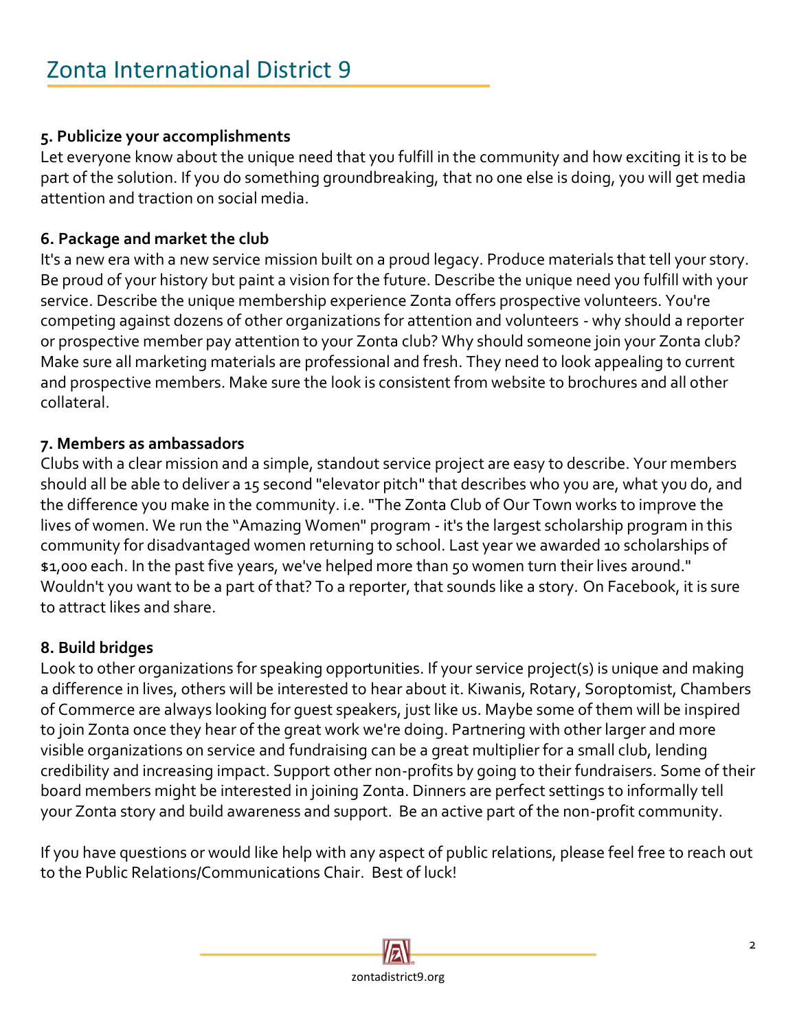### 5. Publicize your accomplishments

Let everyone know about the unique need that you fulfill in the community and how exciting it is to be part of the solution. If you do something groundbreaking, that no one else is doing, you will get media attention and traction on social media.

### 6. Package and market the club

It's a new era with a new service mission built on a proud legacy. Produce materials that tell your story. Be proud of your history but paint a vision for the future. Describe the unique need you fulfill with your service. Describe the unique membership experience Zonta offers prospective volunteers. You're competing against dozens of other organizations for attention and volunteers - why should a reporter or prospective member pay attention to your Zonta club? Why should someone join your Zonta club? Make sure all marketing materials are professional and fresh. They need to look appealing to current and prospective members. Make sure the look is consistent from website to brochures and all other collateral.

### 7. Members as ambassadors

Clubs with a clear mission and a simple, standout service project are easy to describe. Your members should all be able to deliver a 15 second "elevator pitch" that describes who you are, what you do, and the difference you make in the community. i.e. "The Zonta Club of Our Town works to improve the lives of women. We run the "Amazing Women" program - it's the largest scholarship program in this community for disadvantaged women returning to school. Last year we awarded 10 scholarships of $1,000 each. In the past five years, we've helped more than 50 women turn their lives around." Wouldn't you want to be a part of that? To a reporter, that sounds like a story. On Facebook, it is sure to attract likes and share.

### 8. Build bridges

Look to other organizations for speaking opportunities. If your service project(s) is unique and making a difference in lives, others will be interested to hear about it. Kiwanis, Rotary, Soroptomist, Chambers of Commerce are always looking for guest speakers, just like us. Maybe some of them will be inspired to join Zonta once they hear of the great work we're doing. Partnering with other larger and more visible organizations on service and fundraising can be a great multiplier for a small club, lending credibility and increasing impact. Support other non-profits by going to their fundraisers. Some of their board members might be interested in joining Zonta. Dinners are perfect settings to informally tell your Zonta story and build awareness and support. Be an active part of the non-profit community.

If you have questions or would like help with any aspect of public relations, please feel free to reach out to the Public Relations/Communications Chair. Best of luck!